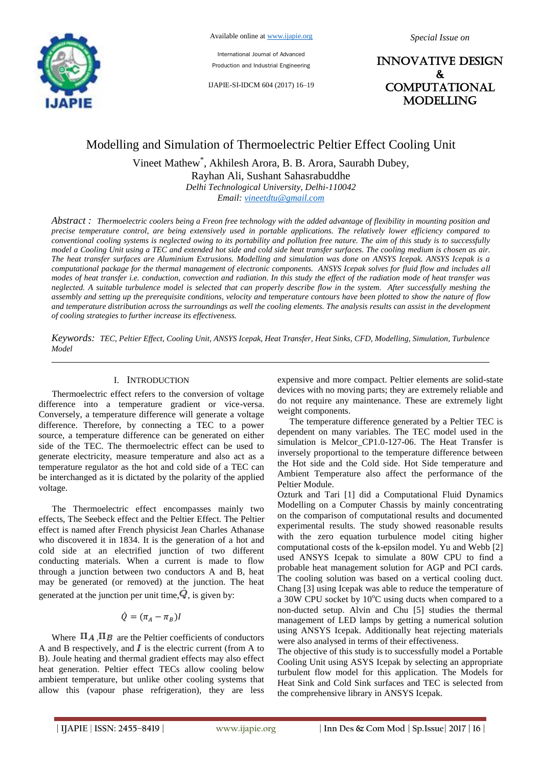# Modelling and Simulation of Thermoelectric Peltier Effect Cooling Unit

Vineet Mathew*, Akhilesh Arora, B. B. Arora, Saurabh Dubey, Rayhan Ali, Sushant Sahasrabuddhe

*Delhi Technological University, Delhi-110042*

*Email: vineetdtu@gmail.com*

*Abstract :* *Thermoelectric coolers being a Freon free technology with the added advantage of flexibility in mounting position and precise temperature control, are being extensively used in portable applications. The relatively lower efficiency compared to conventional cooling systems is neglected owing to its portability and pollution free nature. The aim of this study is to successfully model a Cooling Unit using a TEC and extended hot side and cold side heat transfer surfaces. The cooling medium is chosen as air. The heat transfer surfaces are Aluminium Extrusions. Modelling and simulation was done on ANSYS Icepak. ANSYS Icepak is a computational package for the thermal management of electronic components. ANSYS Icepak solves for fluid flow and includes all modes of heat transfer i.e. conduction, convection and radiation. In this study the effect of the radiation mode of heat transfer was neglected. A suitable turbulence model is selected that can properly describe flow in the system. After successfully meshing the assembly and setting up the prerequisite conditions, velocity and temperature contours have been plotted to show the nature of flow and temperature distribution across the surroundings as well the cooling elements. The analysis results can assist in the development of cooling strategies to further increase its effectiveness.*

*Keywords:* *TEC, Peltier Effect, Cooling Unit, ANSYS Icepak, Heat Transfer, Heat Sinks, CFD, Modelling, Simulation, Turbulence Model*

## I. Introduction

Thermoelectric effect refers to the conversion of voltage difference into a temperature gradient or vice-versa. Conversely, a temperature difference will generate a voltage difference. Therefore, by connecting a TEC to a power source, a temperature difference can be generated on either side of the TEC. The thermoelectric effect can be used to generate electricity, measure temperature and also act as a temperature regulator as the hot and cold side of a TEC can be interchanged as it is dictated by the polarity of the applied voltage.

The Thermoelectric effect encompasses mainly two effects, The Seebeck effect and the Peltier Effect. The Peltier effect is named after French physicist Jean Charles Athanase who discovered it in 1834. It is the generation of a hot and cold side at an electrified junction of two different conducting materials. When a current is made to flow through a junction between two conductors A and B, heat may be generated (or removed) at the junction. The heat generated at the junction per unit time, $\dot{Q}$, is given by:

$$\dot{Q} = (\pi_A - \pi_B)I$$

Where $\Pi_A$, $\Pi_B$ are the Peltier coefficients of conductors A and B respectively, and $I$ is the electric current (from A to B). Joule heating and thermal gradient effects may also effect heat generation. Peltier effect TECs allow cooling below ambient temperature, but unlike other cooling systems that allow this (vapour phase refrigeration), they are less expensive and more compact. Peltier elements are solid-state devices with no moving parts; they are extremely reliable and do not require any maintenance. These are extremely light weight components.

The temperature difference generated by a Peltier TEC is dependent on many variables. The TEC model used in the simulation is Melcor_CP1.0-127-06. The Heat Transfer is inversely proportional to the temperature difference between the Hot side and the Cold side. Hot Side temperature and Ambient Temperature also affect the performance of the Peltier Module.

Ozturk and Tari [1] did a Computational Fluid Dynamics Modelling on a Computer Chassis by mainly concentrating on the comparison of computational results and documented experimental results. The study showed reasonable results with the zero equation turbulence model citing higher computational costs of the k-epsilon model. Yu and Webb [2] used ANSYS Icepak to simulate a 80W CPU to find a probable heat management solution for AGP and PCI cards. The cooling solution was based on a vertical cooling duct. Chang [3] using Icepak was able to reduce the temperature of a 30W CPU socket by 10°C using ducts when compared to a non-ducted setup. Alvin and Chu [5] studies the thermal management of LED lamps by getting a numerical solution using ANSYS Icepak. Additionally heat rejecting materials were also analysed in terms of their effectiveness.

The objective of this study is to successfully model a Portable Cooling Unit using ASYS Icepak by selecting an appropriate turbulent flow model for this application. The Models for Heat Sink and Cold Sink surfaces and TEC is selected from the comprehensive library in ANSYS Icepak.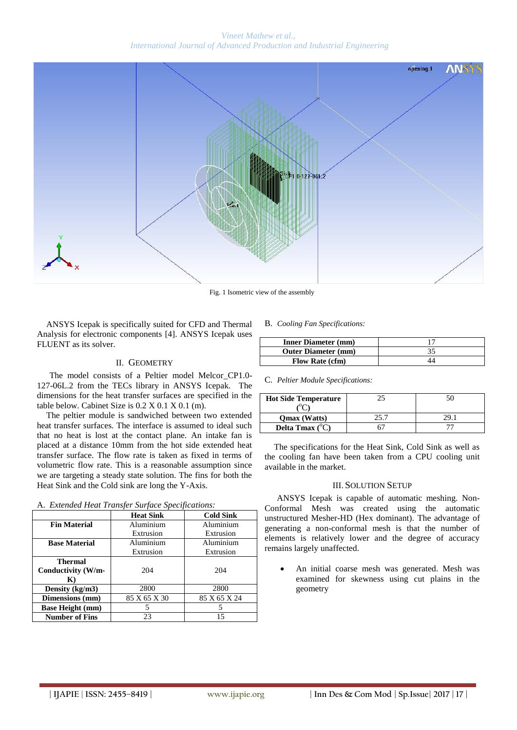Fig. 1 Isometric view of the assembly

ANSYS Icepak is specifically suited for CFD and Thermal Analysis for electronic components [4]. ANSYS Icepak uses FLUENT as its solver.

## II. Geometry

The model consists of a Peltier model Melcor_CP1.0-127-06L.2 from the TECs library in ANSYS Icepak. The dimensions for the heat transfer surfaces are specified in the table below. Cabinet Size is 0.2 X 0.1 X 0.1 (m).

The peltier module is sandwiched between two extended heat transfer surfaces. The interface is assumed to ideal such that no heat is lost at the contact plane. An intake fan is placed at a distance 10mm from the hot side extended heat transfer surface. The flow rate is taken as fixed in terms of volumetric flow rate. This is a reasonable assumption since we are targeting a steady state solution. The fins for both the Heat Sink and the Cold sink are long the Y-Axis.

### A. *Extended Heat Transfer Surface Specifications:*

| | Heat Sink | Cold Sink |
|---|---|---|
| **Fin Material** | Aluminium Extrusion | Aluminium Extrusion |
| **Base Material** | Aluminium Extrusion | Aluminium Extrusion |
| **Thermal Conductivity (W/m-K)** | 204 | 204 |
| **Density (kg/m3)** | 2800 | 2800 |
| **Dimensions (mm)** | 85 X 65 X 30 | 85 X 65 X 24 |
| **Base Height (mm)** | 5 | 5 |
| **Number of Fins** | 23 | 15 |

### B. *Cooling Fan Specifications:*

| | |
|---|---|
| **Inner Diameter (mm)** | 17 |
| **Outer Diameter (mm)** | 35 |
| **Flow Rate (cfm)** | 44 |

### C. *Peltier Module Specifications:*

| | | |
|---|---|---|
| **Hot Side Temperature ($^{o}$C)** | 25 | 50 |
| **Qmax (Watts)** | 25.7 | 29.1 |
| **Delta Tmax ($^{o}$C)** | 67 | 77 |

The specifications for the Heat Sink, Cold Sink as well as the cooling fan have been taken from a CPU cooling unit available in the market.

## III. Solution Setup

ANSYS Icepak is capable of automatic meshing. Non-Conformal Mesh was created using the automatic unstructured Mesher-HD (Hex dominant). The advantage of generating a non-conformal mesh is that the number of elements is relatively lower and the degree of accuracy remains largely unaffected.

- An initial coarse mesh was generated. Mesh was examined for skewness using cut plains in the geometry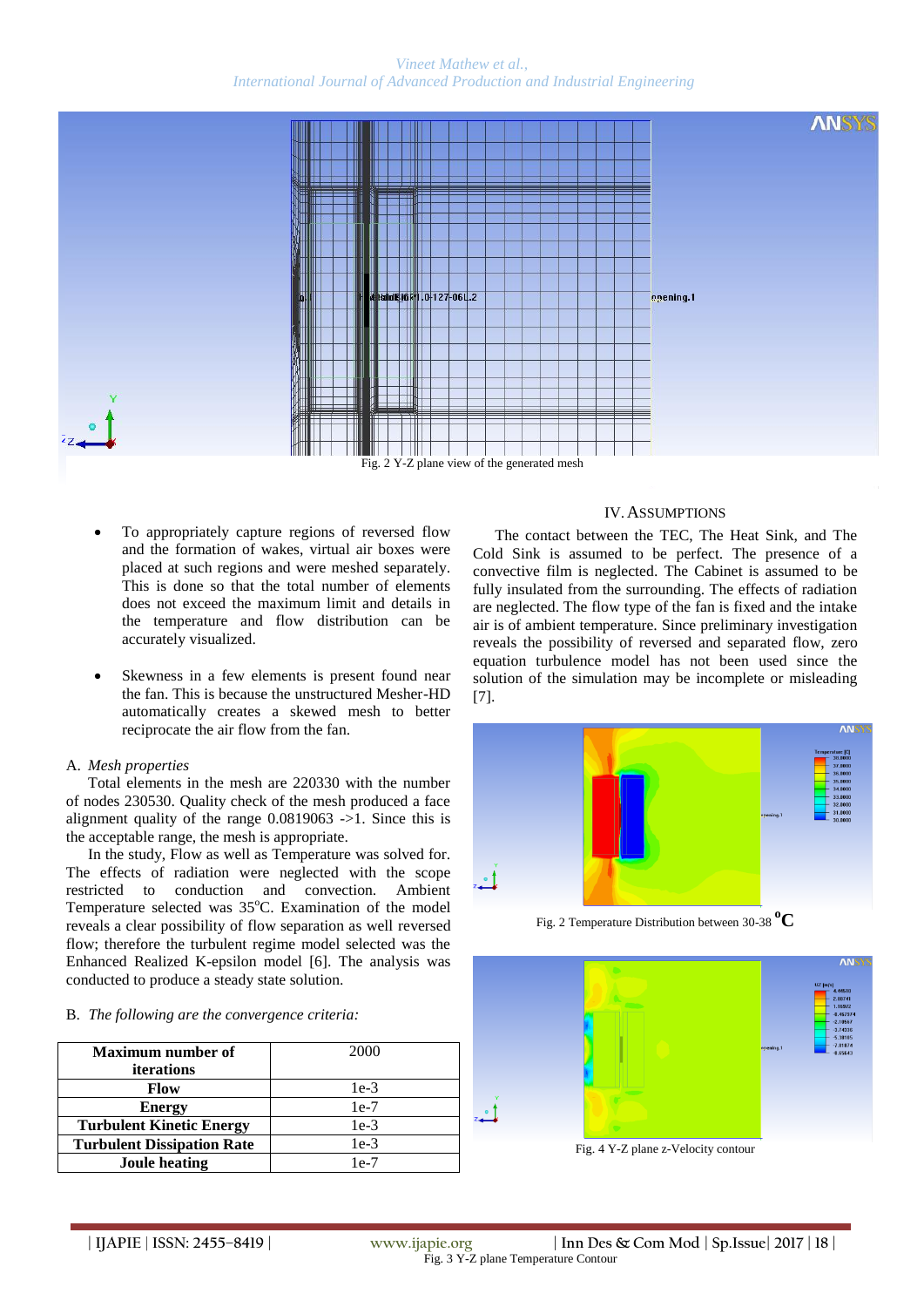Fig. 2 Y-Z plane view of the generated mesh

- To appropriately capture regions of reversed flow and the formation of wakes, virtual air boxes were placed at such regions and were meshed separately. This is done so that the total number of elements does not exceed the maximum limit and details in the temperature and flow distribution can be accurately visualized.
- Skewness in a few elements is present found near the fan. This is because the unstructured Mesher-HD automatically creates a skewed mesh to better reciprocate the air flow from the fan.

### A. *Mesh properties*

Total elements in the mesh are 220330 with the number of nodes 230530. Quality check of the mesh produced a face alignment quality of the range 0.0819063 ->1. Since this is the acceptable range, the mesh is appropriate.

In the study, Flow as well as Temperature was solved for. The effects of radiation were neglected with the scope restricted to conduction and convection. Ambient Temperature selected was 35$^{o}$C. Examination of the model reveals a clear possibility of flow separation as well reversed flow; therefore the turbulent regime model selected was the Enhanced Realized K-epsilon model [6]. The analysis was conducted to produce a steady state solution.

### B. *The following are the convergence criteria:*

| **Maximum number of iterations** | 2000 |
|---|---|
| **Flow** | 1e-3 |
| **Energy** | 1e-7 |
| **Turbulent Kinetic Energy** | 1e-3 |
| **Turbulent Dissipation Rate** | 1e-3 |
| **Joule heating** | 1e-7 |

## IV. ASSUMPTIONS

The contact between the TEC, The Heat Sink, and The Cold Sink is assumed to be perfect. The presence of a convective film is neglected. The Cabinet is assumed to be fully insulated from the surrounding. The effects of radiation are neglected. The flow type of the fan is fixed and the intake air is of ambient temperature. Since preliminary investigation reveals the possibility of reversed and separated flow, zero equation turbulence model has not been used since the solution of the simulation may be incomplete or misleading [7].

Fig. 2 Temperature Distribution between 30-38 $^{o}$C

Fig. 4 Y-Z plane z-Velocity contour

Fig. 3 Y-Z plane Temperature Contour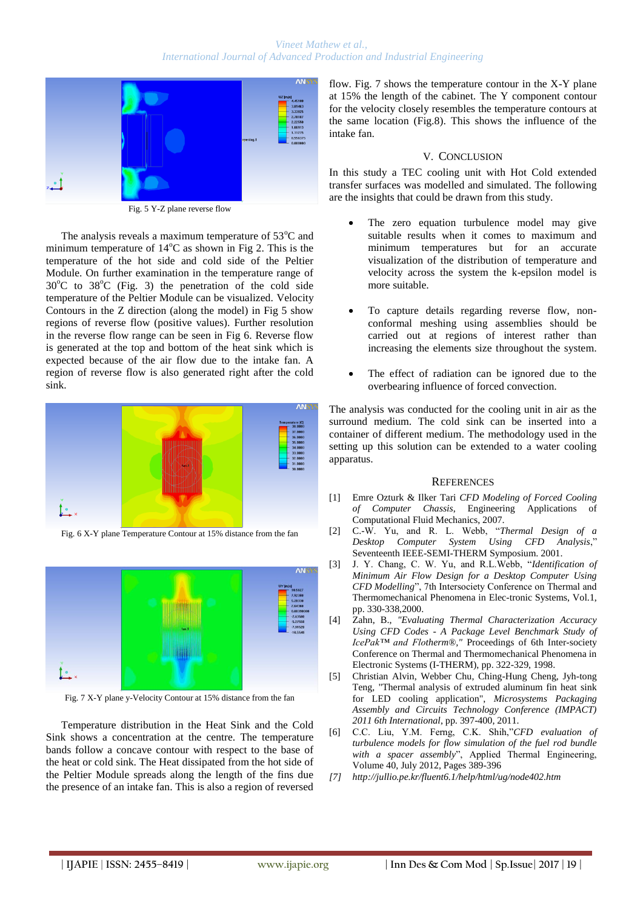Fig. 5 Y-Z plane reverse flow

The analysis reveals a maximum temperature of 53°C and minimum temperature of 14°C as shown in Fig 2. This is the temperature of the hot side and cold side of the Peltier Module. On further examination in the temperature range of 30°C to 38°C (Fig. 3) the penetration of the cold side temperature of the Peltier Module can be visualized. Velocity Contours in the Z direction (along the model) in Fig 5 show regions of reverse flow (positive values). Further resolution in the reverse flow range can be seen in Fig 6. Reverse flow is generated at the top and bottom of the heat sink which is expected because of the air flow due to the intake fan. A region of reverse flow is also generated right after the cold sink.

Fig. 6 X-Y plane Temperature Contour at 15% distance from the fan

Fig. 7 X-Y plane y-Velocity Contour at 15% distance from the fan

Temperature distribution in the Heat Sink and the Cold Sink shows a concentration at the centre. The temperature bands follow a concave contour with respect to the base of the heat or cold sink. The Heat dissipated from the hot side of the Peltier Module spreads along the length of the fins due the presence of an intake fan. This is also a region of reversed flow. Fig. 7 shows the temperature contour in the X-Y plane at 15% the length of the cabinet. The Y component contour for the velocity closely resembles the temperature contours at the same location (Fig.8). This shows the influence of the intake fan.

## V. Conclusion

In this study a TEC cooling unit with Hot Cold extended transfer surfaces was modelled and simulated. The following are the insights that could be drawn from this study.

- The zero equation turbulence model may give suitable results when it comes to maximum and minimum temperatures but for an accurate visualization of the distribution of temperature and velocity across the system the k-epsilon model is more suitable.
- To capture details regarding reverse flow, non-conformal meshing using assemblies should be carried out at regions of interest rather than increasing the elements size throughout the system.
- The effect of radiation can be ignored due to the overbearing influence of forced convection.

The analysis was conducted for the cooling unit in air as the surround medium. The cold sink can be inserted into a container of different medium. The methodology used in the setting up this solution can be extended to a water cooling apparatus.

## References

[1] Emre Ozturk & Ilker Tari *CFD Modeling of Forced Cooling of Computer Chassis*, Engineering Applications of Computational Fluid Mechanics, 2007.

[2] C.-W. Yu, and R. L. Webb, "*Thermal Design of a Desktop Computer System Using CFD Analysis*," Seventeenth IEEE-SEMI-THERM Symposium. 2001.

[3] J. Y. Chang, C. W. Yu, and R.L.Webb, "*Identification of Minimum Air Flow Design for a Desktop Computer Using CFD Modelling*", 7th Intersociety Conference on Thermal and Thermomechanical Phenomena in Elec-tronic Systems, Vol.1, pp. 330-338,2000.

[4] Zahn, B., *"Evaluating Thermal Characterization Accuracy Using CFD Codes - A Package Level Benchmark Study of IcePak™ and Flotherm®,"* Proceedings of 6th Inter-society Conference on Thermal and Thermomechanical Phenomena in Electronic Systems (I-THERM), pp. 322-329, 1998.

[5] Christian Alvin, Webber Chu, Ching-Hung Cheng, Jyh-tong Teng, "Thermal analysis of extruded aluminum fin heat sink for LED cooling application", *Microsystems Packaging Assembly and Circuits Technology Conference (IMPACT) 2011 6th International*, pp. 397-400, 2011.

[6] C.C. Liu, Y.M. Ferng, C.K. Shih,"*CFD evaluation of turbulence models for flow simulation of the fuel rod bundle with a spacer assembly*", Applied Thermal Engineering, Volume 40, July 2012, Pages 389-396

*[7] http://jullio.pe.kr/fluent6.1/help/html/ug/node402.htm*